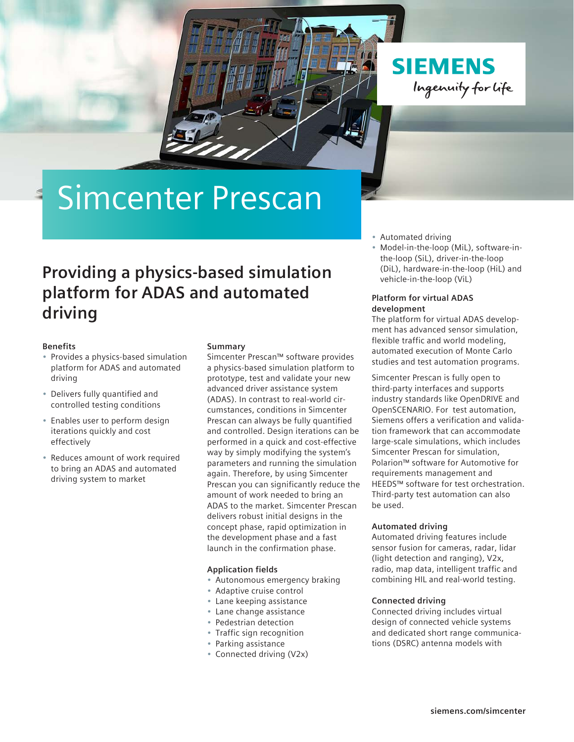# Simcenter Prescan

## Providing a physics-based simulation platform for ADAS and automated driving

**Benefits**

- Provides a physics-based simulation platform for ADAS and automated driving
- Delivers fully quantified and controlled testing conditions
- Enables user to perform design iterations quickly and cost effectively
- Reduces amount of work required to bring an ADAS and automated driving system to market

**Summary**

Simcenter Prescan™ software provides a physics-based simulation platform to prototype, test and validate your new advanced driver assistance system (ADAS). In contrast to real-world circumstances, conditions in Simcenter Prescan can always be fully quantified and controlled. Design iterations can be performed in a quick and cost-effective way by simply modifying the system's parameters and running the simulation again. Therefore, by using Simcenter Prescan you can significantly reduce the amount of work needed to bring an ADAS to the market. Simcenter Prescan delivers robust initial designs in the concept phase, rapid optimization in the development phase and a fast launch in the confirmation phase.

**Application fields**

- Autonomous emergency braking
- Adaptive cruise control
- Lane keeping assistance
- Lane change assistance
- Pedestrian detection
- Traffic sign recognition
- Parking assistance
- Connected driving (V2x)
- Automated driving
- Model-in-the-loop (MiL), software-in-the-loop (SiL), driver-in-the-loop (DiL), hardware-in-the-loop (HiL) and vehicle-in-the-loop (ViL)

**Platform for virtual ADAS development**

The platform for virtual ADAS development has advanced sensor simulation, flexible traffic and world modeling, automated execution of Monte Carlo studies and test automation programs.

Simcenter Prescan is fully open to third-party interfaces and supports industry standards like OpenDRIVE and OpenSCENARIO. For test automation, Siemens offers a verification and validation framework that can accommodate large-scale simulations, which includes Simcenter Prescan for simulation, Polarion™ software for Automotive for requirements management and HEEDS™ software for test orchestration. Third-party test automation can also be used.

**Automated driving**

Automated driving features include sensor fusion for cameras, radar, lidar (light detection and ranging), V2x, radio, map data, intelligent traffic and combining HIL and real-world testing.

**Connected driving**

Connected driving includes virtual design of connected vehicle systems and dedicated short range communications (DSRC) antenna models with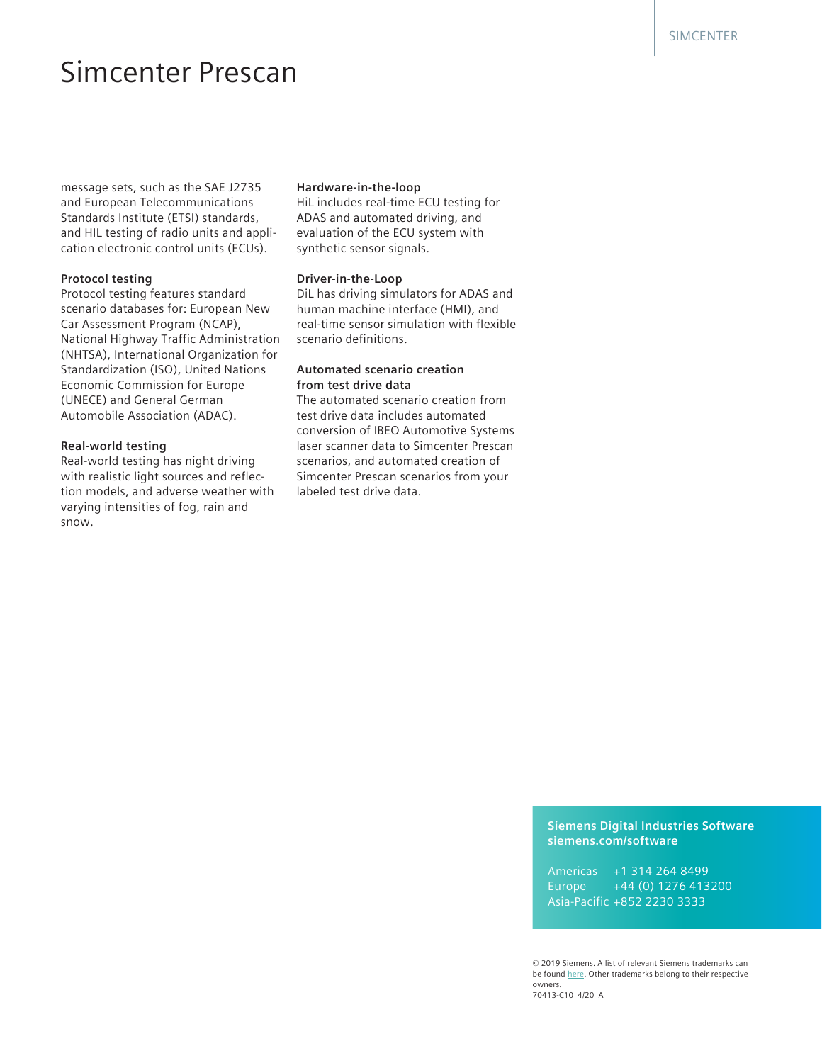# Simcenter Prescan

message sets, such as the SAE J2735 and European Telecommunications Standards Institute (ETSI) standards, and HIL testing of radio units and application electronic control units (ECUs).

**Protocol testing**
Protocol testing features standard scenario databases for: European New Car Assessment Program (NCAP), National Highway Traffic Administration (NHTSA), International Organization for Standardization (ISO), United Nations Economic Commission for Europe (UNECE) and General German Automobile Association (ADAC).

**Real-world testing**
Real-world testing has night driving with realistic light sources and reflection models, and adverse weather with varying intensities of fog, rain and snow.

**Hardware-in-the-loop**
HiL includes real-time ECU testing for ADAS and automated driving, and evaluation of the ECU system with synthetic sensor signals.

**Driver-in-the-Loop**
DiL has driving simulators for ADAS and human machine interface (HMI), and real-time sensor simulation with flexible scenario definitions.

**Automated scenario creation from test drive data**
The automated scenario creation from test drive data includes automated conversion of IBEO Automotive Systems laser scanner data to Simcenter Prescan scenarios, and automated creation of Simcenter Prescan scenarios from your labeled test drive data.

**Siemens Digital Industries Software**
**siemens.com/software**

Americas +1 314 264 8499
Europe +44 (0) 1276 413200
Asia-Pacific +852 2230 3333

© 2019 Siemens. A list of relevant Siemens trademarks can be found here. Other trademarks belong to their respective owners.
70413-C10 4/20 A